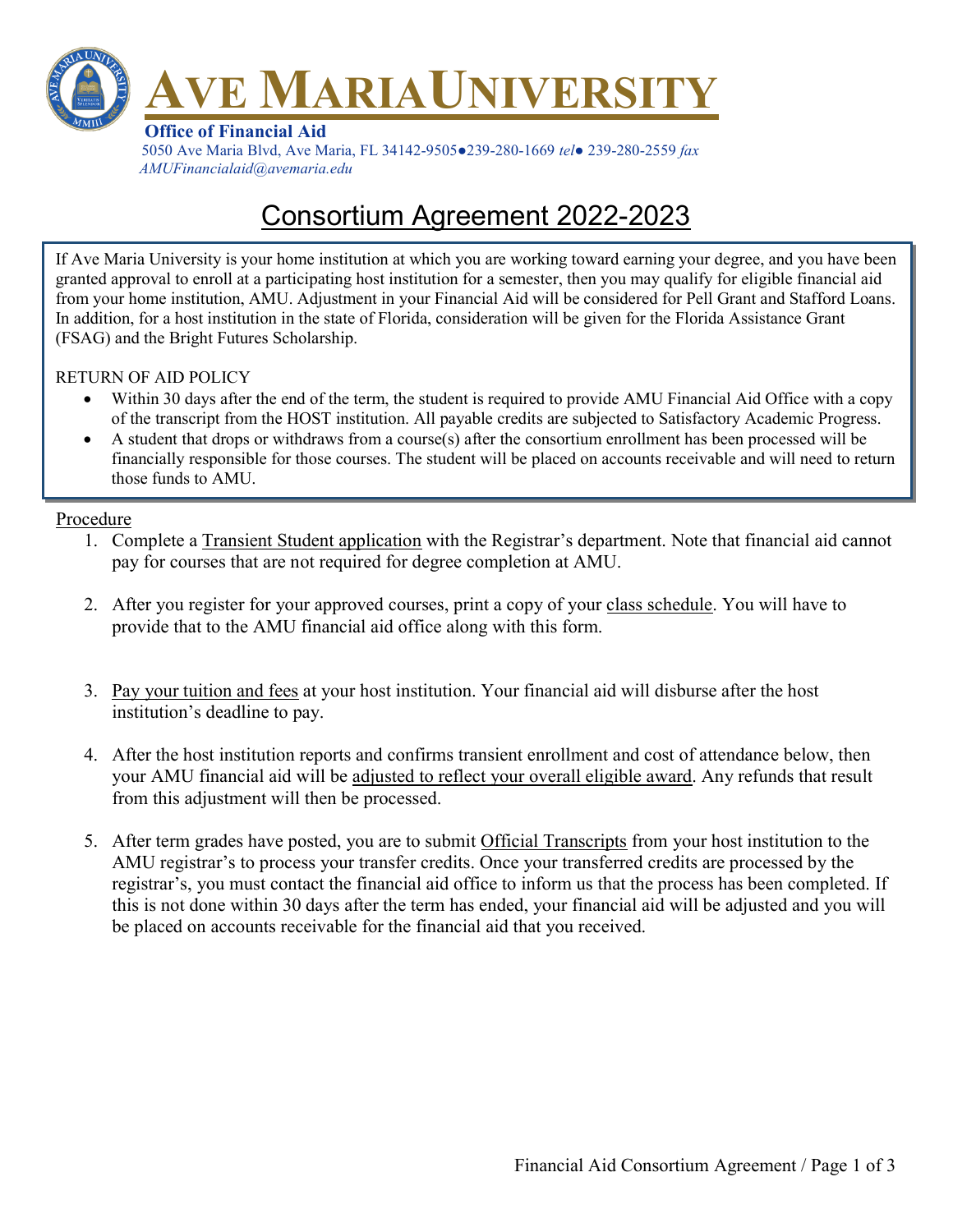# AVE MARIA UNIVERSITY

**Office of Financial Aid**

5050 Ave Maria Blvd, Ave Maria, FL 34142-9505●239-280-1669 *tel*● 239-280-2559 *fax*

*AMUFinancialaid@avemaria.edu*

## Consortium Agreement 2022-2023

If Ave Maria University is your home institution at which you are working toward earning your degree, and you have been granted approval to enroll at a participating host institution for a semester, then you may qualify for eligible financial aid from your home institution, AMU. Adjustment in your Financial Aid will be considered for Pell Grant and Stafford Loans. In addition, for a host institution in the state of Florida, consideration will be given for the Florida Assistance Grant (FSAG) and the Bright Futures Scholarship.

RETURN OF AID POLICY

- Within 30 days after the end of the term, the student is required to provide AMU Financial Aid Office with a copy of the transcript from the HOST institution. All payable credits are subjected to Satisfactory Academic Progress.
- A student that drops or withdraws from a course(s) after the consortium enrollment has been processed will be financially responsible for those courses. The student will be placed on accounts receivable and will need to return those funds to AMU.

Procedure

1. Complete a Transient Student application with the Registrar's department. Note that financial aid cannot pay for courses that are not required for degree completion at AMU.
2. After you register for your approved courses, print a copy of your class schedule. You will have to provide that to the AMU financial aid office along with this form.
3. Pay your tuition and fees at your host institution. Your financial aid will disburse after the host institution's deadline to pay.
4. After the host institution reports and confirms transient enrollment and cost of attendance below, then your AMU financial aid will be adjusted to reflect your overall eligible award. Any refunds that result from this adjustment will then be processed.
5. After term grades have posted, you are to submit Official Transcripts from your host institution to the AMU registrar's to process your transfer credits. Once your transferred credits are processed by the registrar's, you must contact the financial aid office to inform us that the process has been completed. If this is not done within 30 days after the term has ended, your financial aid will be adjusted and you will be placed on accounts receivable for the financial aid that you received.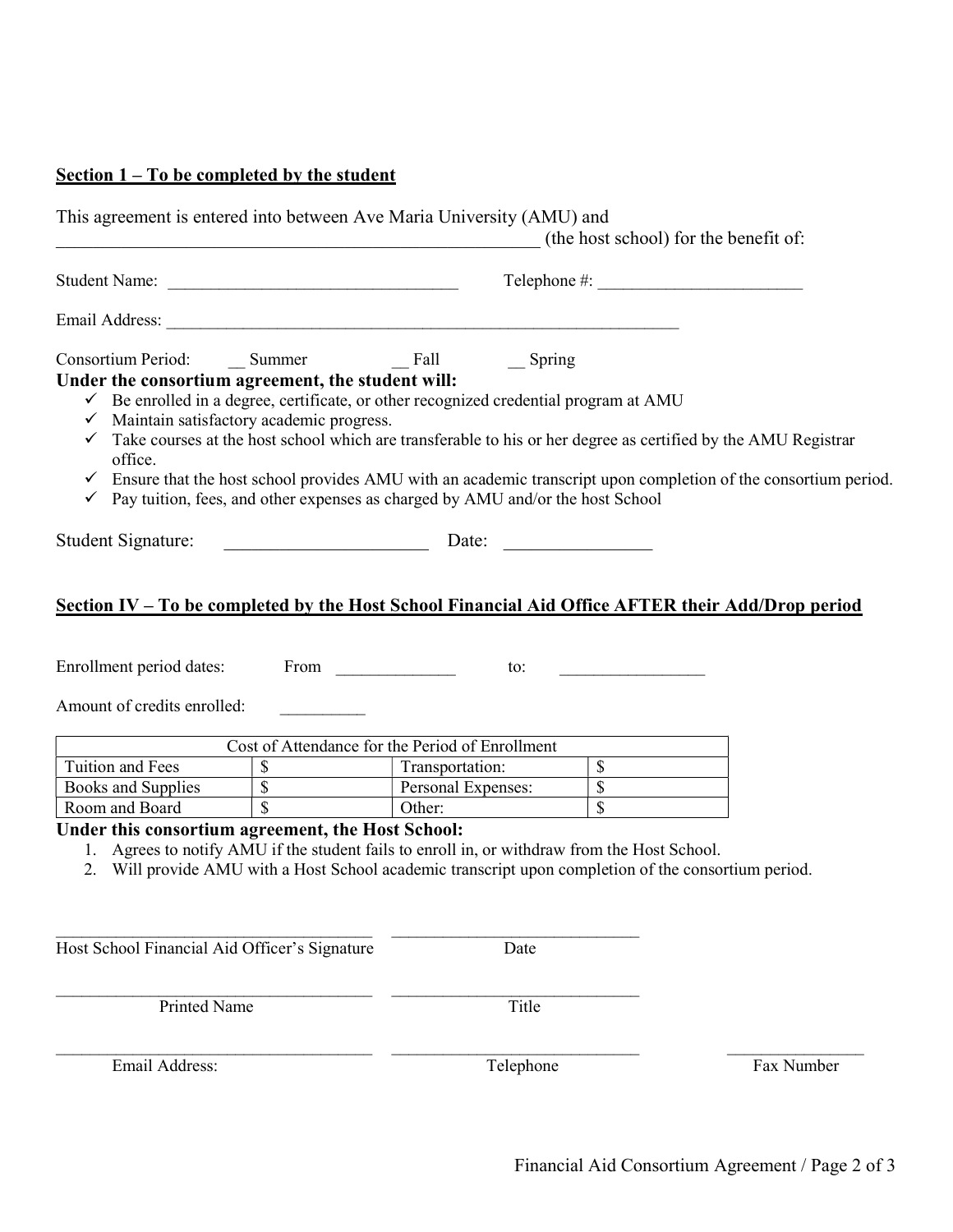## Section 1 – To be completed by the student

This agreement is entered into between Ave Maria University (AMU) and
_______________________________________________________ (the host school) for the benefit of:

Student Name: __________________________________ Telephone #: ________________________

Email Address: ____________________________________________________________

Consortium Period: __ Summer __ Fall __ Spring

**Under the consortium agreement, the student will:**

- ✓ Be enrolled in a degree, certificate, or other recognized credential program at AMU
- ✓ Maintain satisfactory academic progress.
- ✓ Take courses at the host school which are transferable to his or her degree as certified by the AMU Registrar office.
- ✓ Ensure that the host school provides AMU with an academic transcript upon completion of the consortium period.
- ✓ Pay tuition, fees, and other expenses as charged by AMU and/or the host School

Student Signature: ______________________ Date: ________________

## Section IV – To be completed by the Host School Financial Aid Office AFTER their Add/Drop period

Enrollment period dates: From ______________ to: _________________

Amount of credits enrolled: __________

| Cost of Attendance for the Period of Enrollment | | | |
|---|---|---|---|
| Tuition and Fees | $ | Transportation: | $ |
| Books and Supplies | $ | Personal Expenses: | $ |
| Room and Board | $ | Other: | $ |

**Under this consortium agreement, the Host School:**

1. Agrees to notify AMU if the student fails to enroll in, or withdraw from the Host School.
2. Will provide AMU with a Host School academic transcript upon completion of the consortium period.

______________________________________ ______________________________
Host School Financial Aid Officer's Signature Date

______________________________________ ______________________________
Printed Name Title

______________________________________ ______________________________ ________________
Email Address: Telephone Fax Number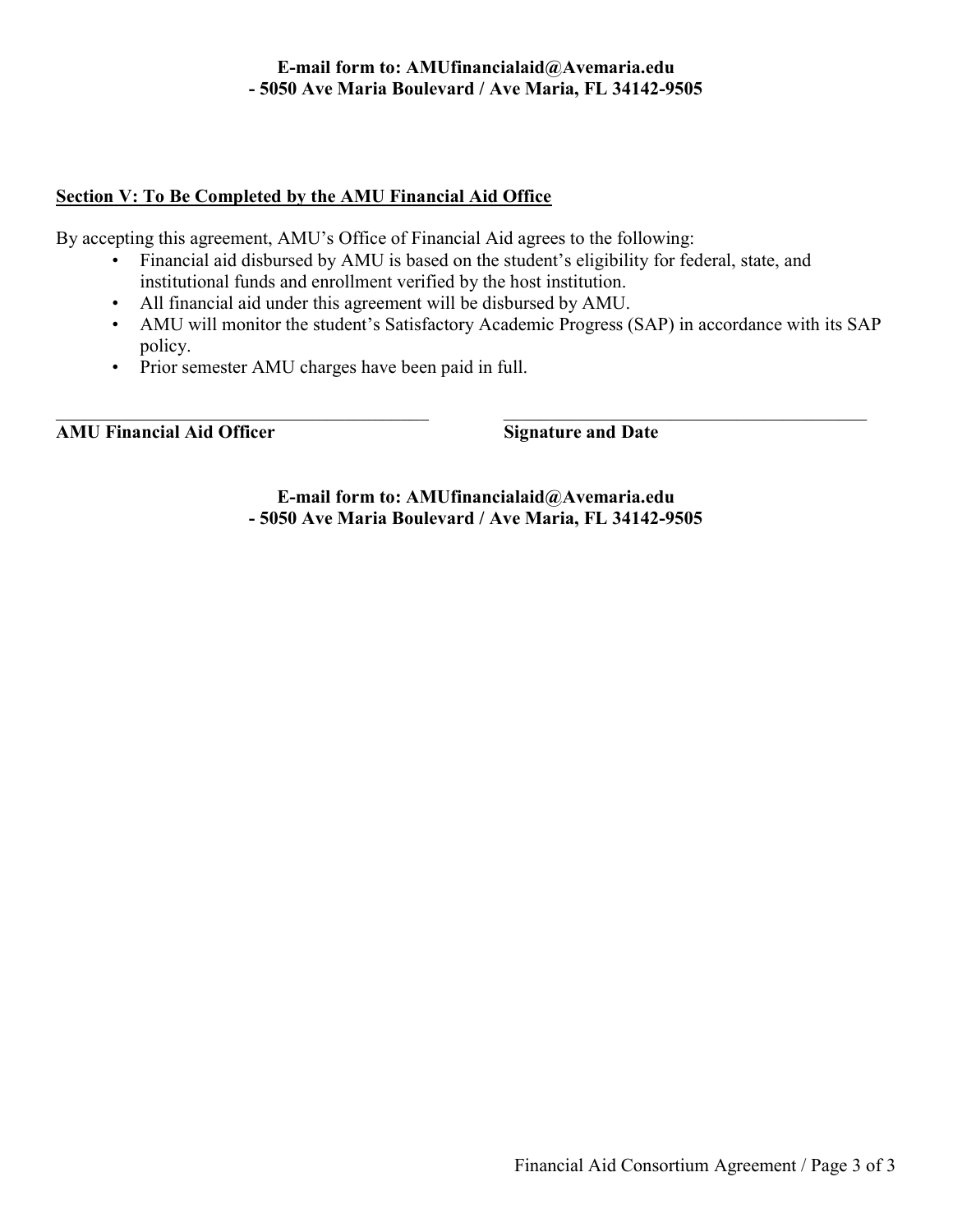**E-mail form to: AMUfinancialaid@Avemaria.edu**
**- 5050 Ave Maria Boulevard / Ave Maria, FL 34142-9505**

**Section V: To Be Completed by the AMU Financial Aid Office**

By accepting this agreement, AMU's Office of Financial Aid agrees to the following:

- Financial aid disbursed by AMU is based on the student's eligibility for federal, state, and institutional funds and enrollment verified by the host institution.
- All financial aid under this agreement will be disbursed by AMU.
- AMU will monitor the student's Satisfactory Academic Progress (SAP) in accordance with its SAP policy.
- Prior semester AMU charges have been paid in full.

\_\_\_\_\_\_\_\_\_\_\_\_\_\_\_\_\_\_\_\_\_\_\_\_\_\_\_\_\_\_\_\_\_\_\_\_\_\_\_\_ \_\_\_\_\_\_\_\_\_\_\_\_\_\_\_\_\_\_\_\_\_\_\_\_\_\_\_\_\_\_\_\_\_\_\_\_\_\_\_\_

**AMU Financial Aid Officer** **Signature and Date**

**E-mail form to: AMUfinancialaid@Avemaria.edu**
**- 5050 Ave Maria Boulevard / Ave Maria, FL 34142-9505**